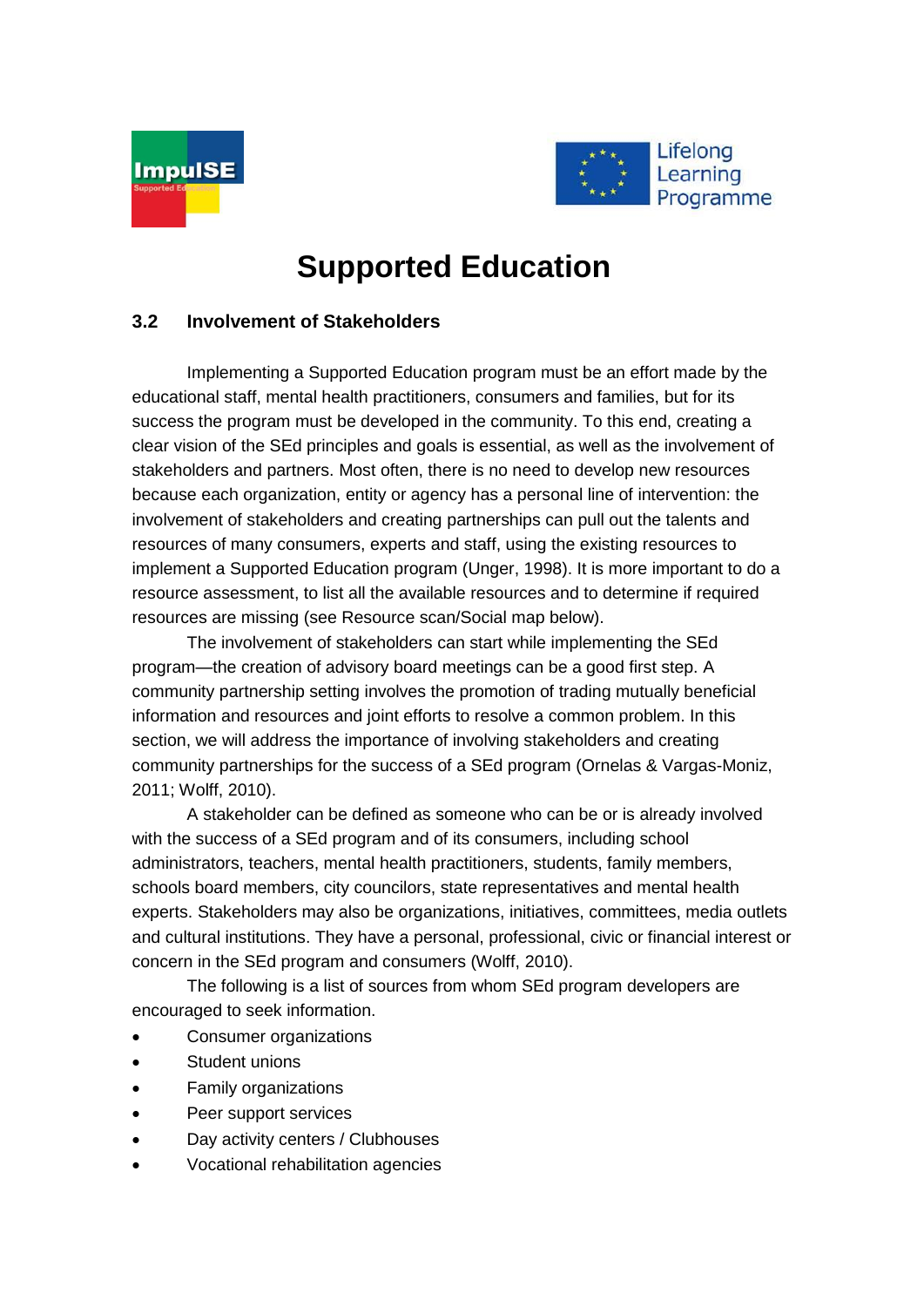# Supported Education

## 3.2 Involvement of Stakeholders

Implementing a Supported Education program must be an effort made by the educational staff, mental health practitioners, consumers and families, but for its success the program must be developed in the community. To this end, creating a clear vision of the SEd principles and goals is essential, as well as the involvement of stakeholders and partners. Most often, there is no need to develop new resources because each organization, entity or agency has a personal line of intervention: the involvement of stakeholders and creating partnerships can pull out the talents and resources of many consumers, experts and staff, using the existing resources to implement a Supported Education program (Unger, 1998). It is more important to do a resource assessment, to list all the available resources and to determine if required resources are missing (see Resource scan/Social map below).

The involvement of stakeholders can start while implementing the SEd program—the creation of advisory board meetings can be a good first step. A community partnership setting involves the promotion of trading mutually beneficial information and resources and joint efforts to resolve a common problem. In this section, we will address the importance of involving stakeholders and creating community partnerships for the success of a SEd program (Ornelas & Vargas-Moniz, 2011; Wolff, 2010).

A stakeholder can be defined as someone who can be or is already involved with the success of a SEd program and of its consumers, including school administrators, teachers, mental health practitioners, students, family members, schools board members, city councilors, state representatives and mental health experts. Stakeholders may also be organizations, initiatives, committees, media outlets and cultural institutions. They have a personal, professional, civic or financial interest or concern in the SEd program and consumers (Wolff, 2010).

The following is a list of sources from whom SEd program developers are encouraged to seek information.

- Consumer organizations
- Student unions
- Family organizations
- Peer support services
- Day activity centers / Clubhouses
- Vocational rehabilitation agencies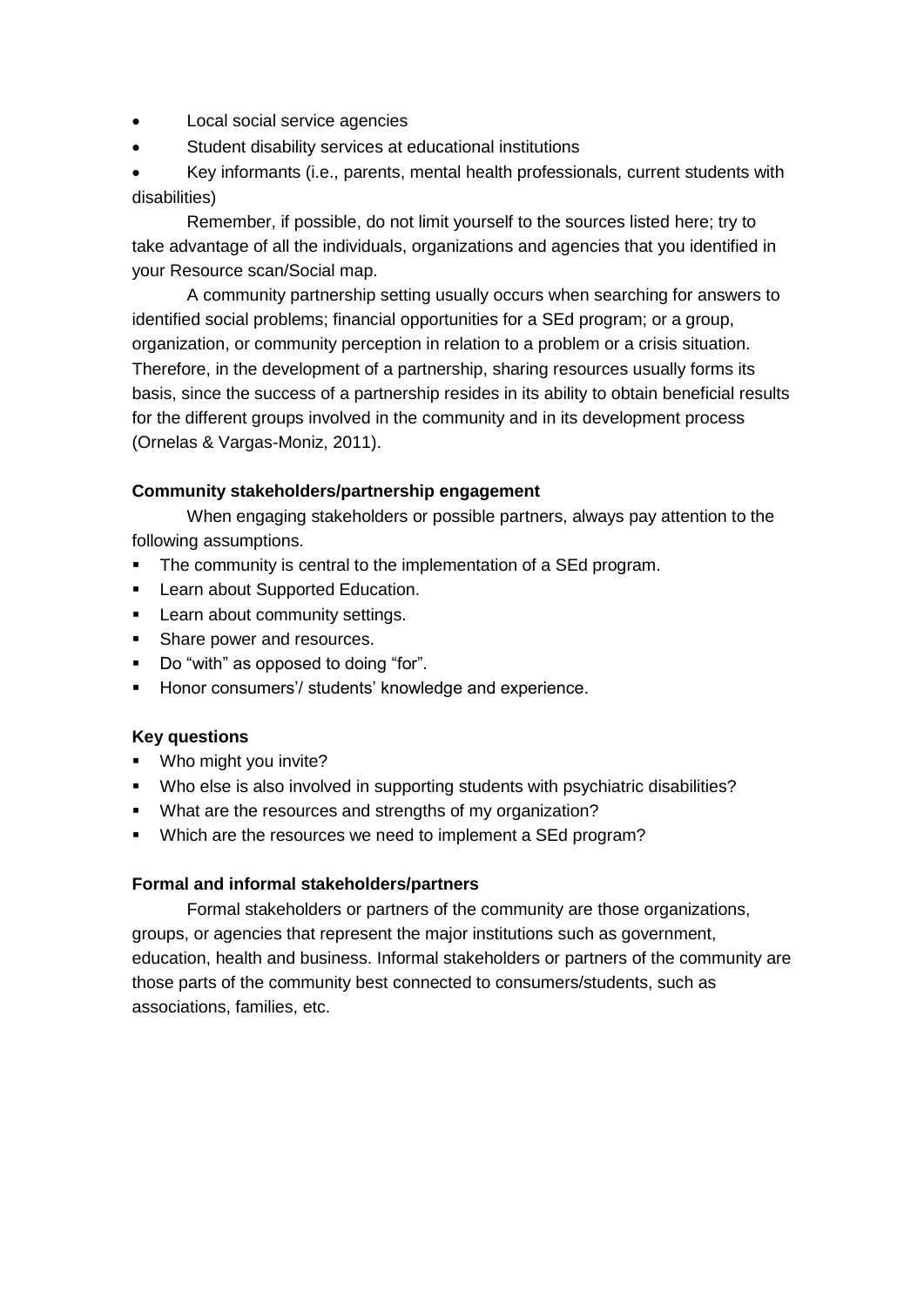- Local social service agencies
- Student disability services at educational institutions
- Key informants (i.e., parents, mental health professionals, current students with disabilities)

Remember, if possible, do not limit yourself to the sources listed here; try to take advantage of all the individuals, organizations and agencies that you identified in your Resource scan/Social map.

A community partnership setting usually occurs when searching for answers to identified social problems; financial opportunities for a SEd program; or a group, organization, or community perception in relation to a problem or a crisis situation. Therefore, in the development of a partnership, sharing resources usually forms its basis, since the success of a partnership resides in its ability to obtain beneficial results for the different groups involved in the community and in its development process (Ornelas & Vargas-Moniz, 2011).

**Community stakeholders/partnership engagement**

When engaging stakeholders or possible partners, always pay attention to the following assumptions.

- The community is central to the implementation of a SEd program.
- Learn about Supported Education.
- Learn about community settings.
- Share power and resources.
- Do "with" as opposed to doing "for".
- Honor consumers'/ students' knowledge and experience.

**Key questions**

- Who might you invite?
- Who else is also involved in supporting students with psychiatric disabilities?
- What are the resources and strengths of my organization?
- Which are the resources we need to implement a SEd program?

**Formal and informal stakeholders/partners**

Formal stakeholders or partners of the community are those organizations, groups, or agencies that represent the major institutions such as government, education, health and business. Informal stakeholders or partners of the community are those parts of the community best connected to consumers/students, such as associations, families, etc.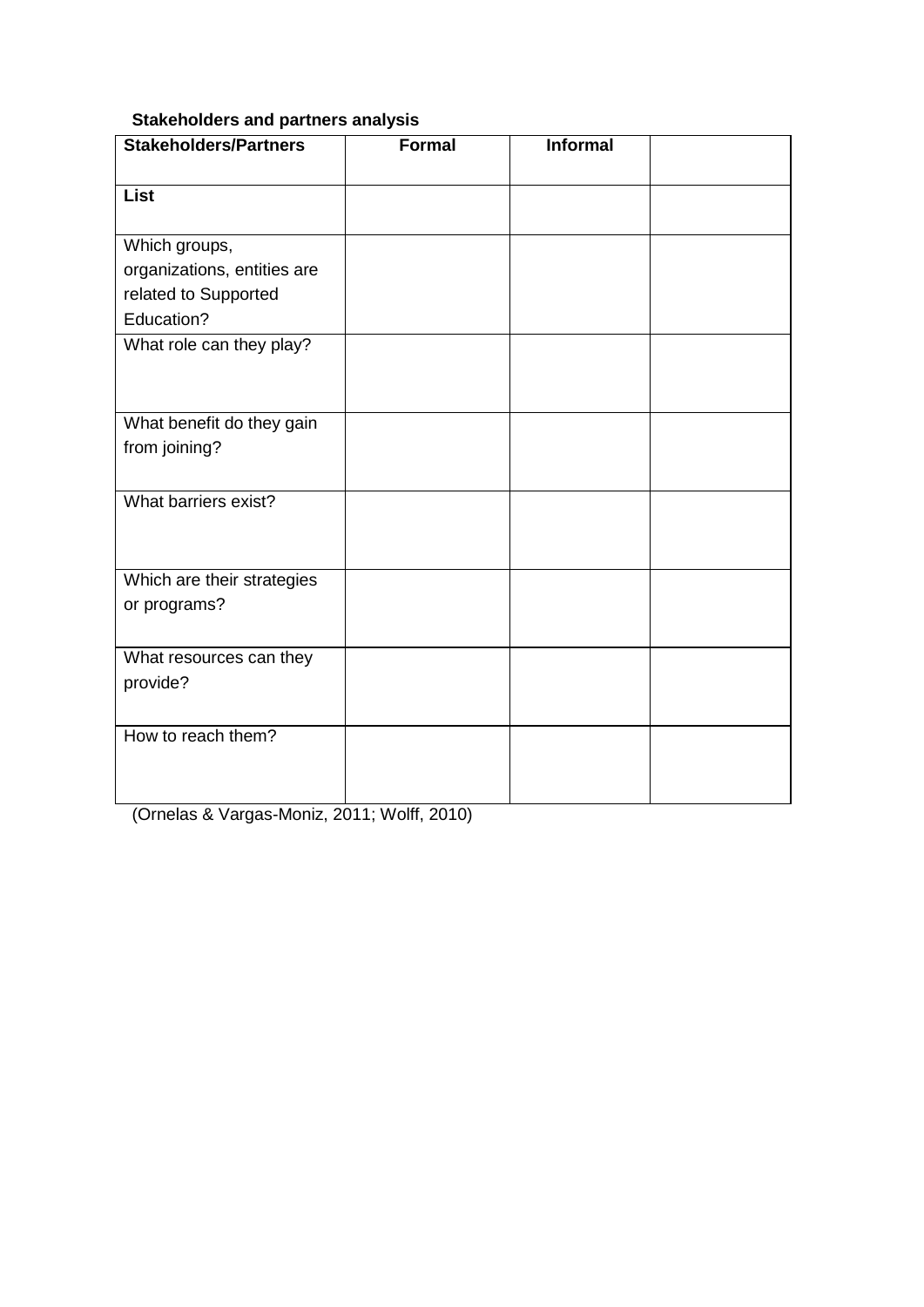**Stakeholders and partners analysis**

| **Stakeholders/Partners** | **Formal** | **Informal** | |
|---|---|---|---|
| **List** | | | |
| Which groups, organizations, entities are related to Supported Education? | | | |
| What role can they play? | | | |
| What benefit do they gain from joining? | | | |
| What barriers exist? | | | |
| Which are their strategies or programs? | | | |
| What resources can they provide? | | | |
| How to reach them? | | | |

(Ornelas & Vargas-Moniz, 2011; Wolff, 2010)